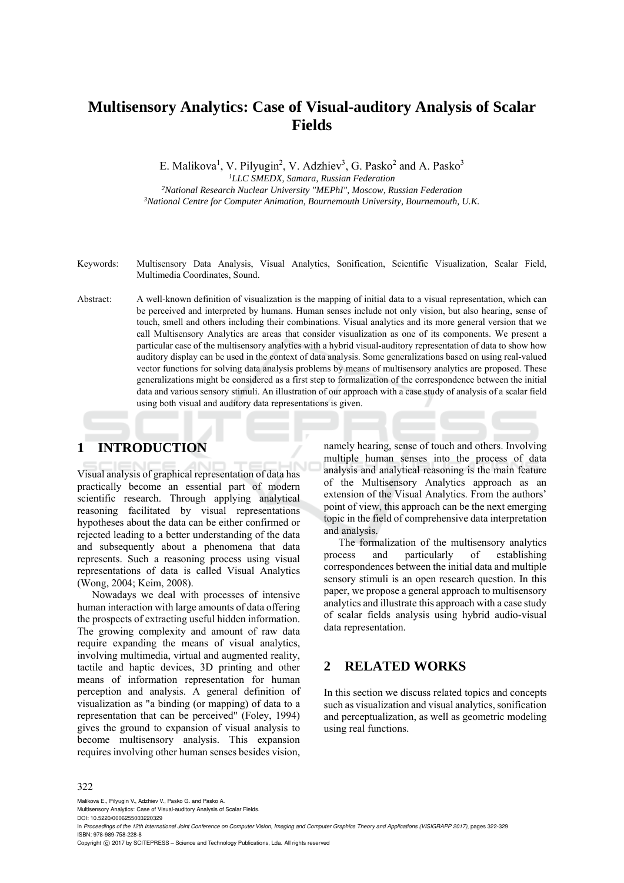# Multisensory Analytics: Case of Visual-auditory Analysis of Scalar Fields

E. Malikova[1], V. Pilyugin[2], V. Adzhiev[3], G. Pasko[2] and A. Pasko[3]

[1]*LLC SMEDX, Samara, Russian Federation*
[2]*National Research Nuclear University "MEPhI", Moscow, Russian Federation*
[3]*National Centre for Computer Animation, Bournemouth University, Bournemouth, U.K.*

Keywords: Multisensory Data Analysis, Visual Analytics, Sonification, Scientific Visualization, Scalar Field, Multimedia Coordinates, Sound.

Abstract: A well-known definition of visualization is the mapping of initial data to a visual representation, which can be perceived and interpreted by humans. Human senses include not only vision, but also hearing, sense of touch, smell and others including their combinations. Visual analytics and its more general version that we call Multisensory Analytics are areas that consider visualization as one of its components. We present a particular case of the multisensory analytics with a hybrid visual-auditory representation of data to show how auditory display can be used in the context of data analysis. Some generalizations based on using real-valued vector functions for solving data analysis problems by means of multisensory analytics are proposed. These generalizations might be considered as a first step to formalization of the correspondence between the initial data and various sensory stimuli. An illustration of our approach with a case study of analysis of a scalar field using both visual and auditory data representations is given.

## 1 INTRODUCTION

Visual analysis of graphical representation of data has practically become an essential part of modern scientific research. Through applying analytical reasoning facilitated by visual representations hypotheses about the data can be either confirmed or rejected leading to a better understanding of the data and subsequently about a phenomena that data represents. Such a reasoning process using visual representations of data is called Visual Analytics (Wong, 2004; Keim, 2008).

Nowadays we deal with processes of intensive human interaction with large amounts of data offering the prospects of extracting useful hidden information. The growing complexity and amount of raw data require expanding the means of visual analytics, involving multimedia, virtual and augmented reality, tactile and haptic devices, 3D printing and other means of information representation for human perception and analysis. A general definition of visualization as "a binding (or mapping) of data to a representation that can be perceived" (Foley, 1994) gives the ground to expansion of visual analysis to become multisensory analysis. This expansion requires involving other human senses besides vision, namely hearing, sense of touch and others. Involving multiple human senses into the process of data analysis and analytical reasoning is the main feature of the Multisensory Analytics approach as an extension of the Visual Analytics. From the authors' point of view, this approach can be the next emerging topic in the field of comprehensive data interpretation and analysis.

The formalization of the multisensory analytics process and particularly of establishing correspondences between the initial data and multiple sensory stimuli is an open research question. In this paper, we propose a general approach to multisensory analytics and illustrate this approach with a case study of scalar fields analysis using hybrid audio-visual data representation.

## 2 RELATED WORKS

In this section we discuss related topics and concepts such as visualization and visual analytics, sonification and perceptualization, as well as geometric modeling using real functions.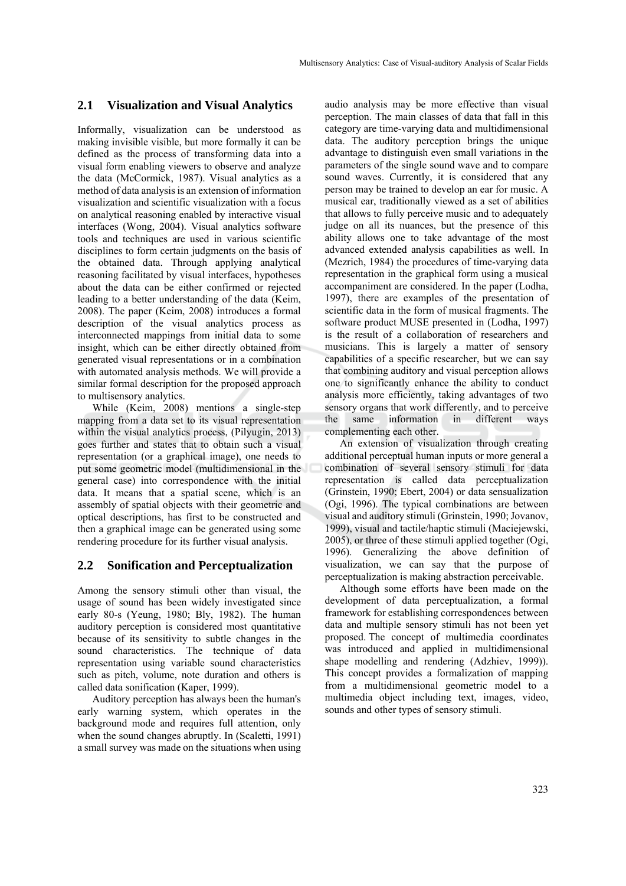## 2.1 Visualization and Visual Analytics

Informally, visualization can be understood as making invisible visible, but more formally it can be defined as the process of transforming data into a visual form enabling viewers to observe and analyze the data (McCormick, 1987). Visual analytics as a method of data analysis is an extension of information visualization and scientific visualization with a focus on analytical reasoning enabled by interactive visual interfaces (Wong, 2004). Visual analytics software tools and techniques are used in various scientific disciplines to form certain judgments on the basis of the obtained data. Through applying analytical reasoning facilitated by visual interfaces, hypotheses about the data can be either confirmed or rejected leading to a better understanding of the data (Keim, 2008). The paper (Keim, 2008) introduces a formal description of the visual analytics process as interconnected mappings from initial data to some insight, which can be either directly obtained from generated visual representations or in a combination with automated analysis methods. We will provide a similar formal description for the proposed approach to multisensory analytics.

While (Keim, 2008) mentions a single-step mapping from a data set to its visual representation within the visual analytics process, (Pilyugin, 2013) goes further and states that to obtain such a visual representation (or a graphical image), one needs to put some geometric model (multidimensional in the general case) into correspondence with the initial data. It means that a spatial scene, which is an assembly of spatial objects with their geometric and optical descriptions, has first to be constructed and then a graphical image can be generated using some rendering procedure for its further visual analysis.

## 2.2 Sonification and Perceptualization

Among the sensory stimuli other than visual, the usage of sound has been widely investigated since early 80-s (Yeung, 1980; Bly, 1982). The human auditory perception is considered most quantitative because of its sensitivity to subtle changes in the sound characteristics. The technique of data representation using variable sound characteristics such as pitch, volume, note duration and others is called data sonification (Kaper, 1999).

Auditory perception has always been the human's early warning system, which operates in the background mode and requires full attention, only when the sound changes abruptly. In (Scaletti, 1991) a small survey was made on the situations when using audio analysis may be more effective than visual perception. The main classes of data that fall in this category are time-varying data and multidimensional data. The auditory perception brings the unique advantage to distinguish even small variations in the parameters of the single sound wave and to compare sound waves. Currently, it is considered that any person may be trained to develop an ear for music. A musical ear, traditionally viewed as a set of abilities that allows to fully perceive music and to adequately judge on all its nuances, but the presence of this ability allows one to take advantage of the most advanced extended analysis capabilities as well. In (Mezrich, 1984) the procedures of time-varying data representation in the graphical form using a musical accompaniment are considered. In the paper (Lodha, 1997), there are examples of the presentation of scientific data in the form of musical fragments. The software product MUSE presented in (Lodha, 1997) is the result of a collaboration of researchers and musicians. This is largely a matter of sensory capabilities of a specific researcher, but we can say that combining auditory and visual perception allows one to significantly enhance the ability to conduct analysis more efficiently, taking advantages of two sensory organs that work differently, and to perceive the same information in different ways complementing each other.

An extension of visualization through creating additional perceptual human inputs or more general a combination of several sensory stimuli for data representation is called data perceptualization (Grinstein, 1990; Ebert, 2004) or data sensualization (Ogi, 1996). The typical combinations are between visual and auditory stimuli (Grinstein, 1990; Jovanov, 1999), visual and tactile/haptic stimuli (Maciejewski, 2005), or three of these stimuli applied together (Ogi, 1996). Generalizing the above definition of visualization, we can say that the purpose of perceptualization is making abstraction perceivable.

Although some efforts have been made on the development of data perceptualization, a formal framework for establishing correspondences between data and multiple sensory stimuli has not been yet proposed. The concept of multimedia coordinates was introduced and applied in multidimensional shape modelling and rendering (Adzhiev, 1999)). This concept provides a formalization of mapping from a multidimensional geometric model to a multimedia object including text, images, video, sounds and other types of sensory stimuli.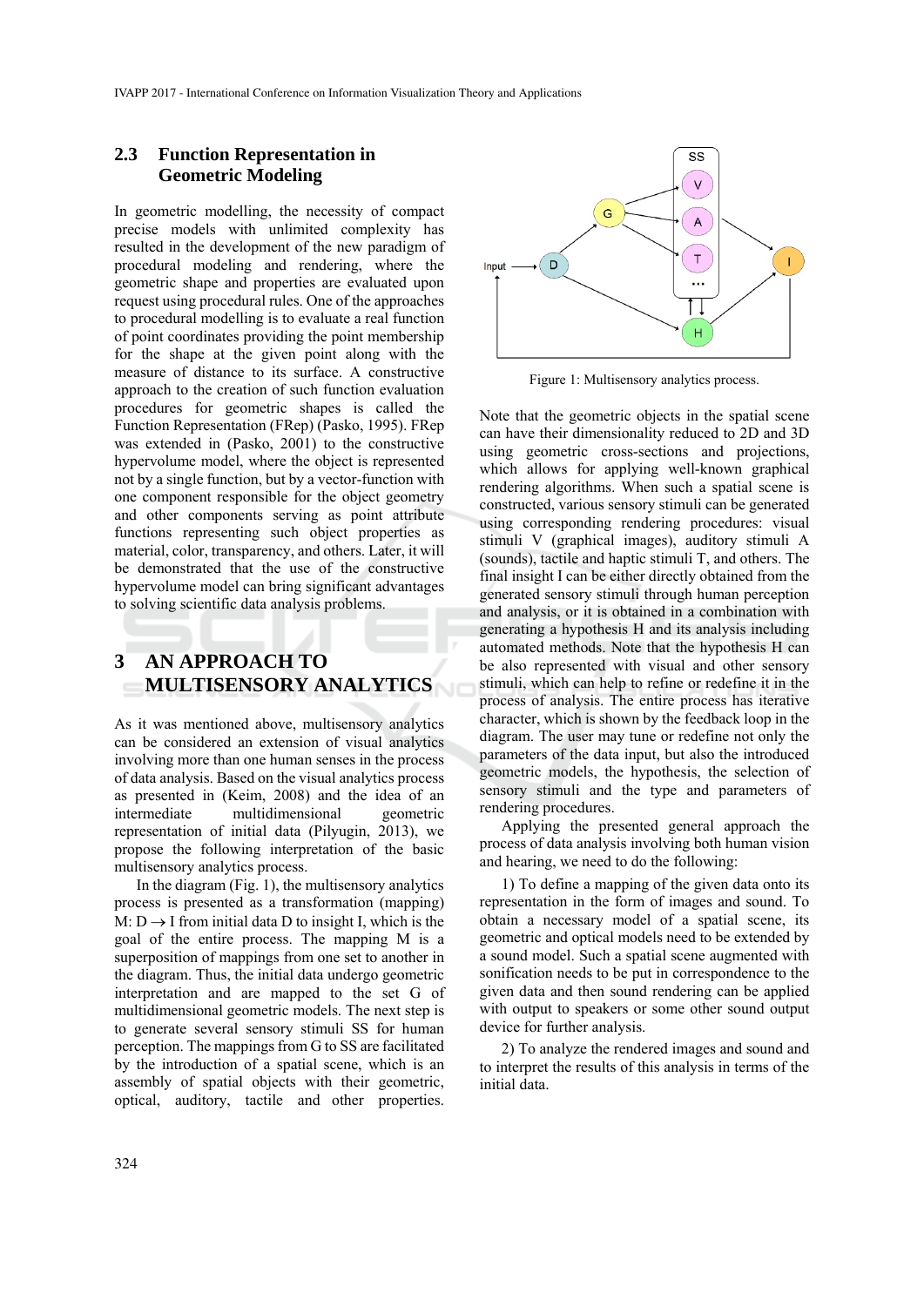### 2.3 Function Representation in Geometric Modeling

In geometric modelling, the necessity of compact precise models with unlimited complexity has resulted in the development of the new paradigm of procedural modeling and rendering, where the geometric shape and properties are evaluated upon request using procedural rules. One of the approaches to procedural modelling is to evaluate a real function of point coordinates providing the point membership for the shape at the given point along with the measure of distance to its surface. A constructive approach to the creation of such function evaluation procedures for geometric shapes is called the Function Representation (FRep) (Pasko, 1995). FRep was extended in (Pasko, 2001) to the constructive hypervolume model, where the object is represented not by a single function, but by a vector-function with one component responsible for the object geometry and other components serving as point attribute functions representing such object properties as material, color, transparency, and others. Later, it will be demonstrated that the use of the constructive hypervolume model can bring significant advantages to solving scientific data analysis problems.

## 3 AN APPROACH TO MULTISENSORY ANALYTICS

As it was mentioned above, multisensory analytics can be considered an extension of visual analytics involving more than one human senses in the process of data analysis. Based on the visual analytics process as presented in (Keim, 2008) and the idea of an intermediate multidimensional geometric representation of initial data (Pilyugin, 2013), we propose the following interpretation of the basic multisensory analytics process.

In the diagram (Fig. 1), the multisensory analytics process is presented as a transformation (mapping) M: D → I from initial data D to insight I, which is the goal of the entire process. The mapping M is a superposition of mappings from one set to another in the diagram. Thus, the initial data undergo geometric interpretation and are mapped to the set G of multidimensional geometric models. The next step is to generate several sensory stimuli SS for human perception. The mappings from G to SS are facilitated by the introduction of a spatial scene, which is an assembly of spatial objects with their geometric, optical, auditory, tactile and other properties.

Figure 1: Multisensory analytics process.

Note that the geometric objects in the spatial scene can have their dimensionality reduced to 2D and 3D using geometric cross-sections and projections, which allows for applying well-known graphical rendering algorithms. When such a spatial scene is constructed, various sensory stimuli can be generated using corresponding rendering procedures: visual stimuli V (graphical images), auditory stimuli A (sounds), tactile and haptic stimuli T, and others. The final insight I can be either directly obtained from the generated sensory stimuli through human perception and analysis, or it is obtained in a combination with generating a hypothesis H and its analysis including automated methods. Note that the hypothesis H can be also represented with visual and other sensory stimuli, which can help to refine or redefine it in the process of analysis. The entire process has iterative character, which is shown by the feedback loop in the diagram. The user may tune or redefine not only the parameters of the data input, but also the introduced geometric models, the hypothesis, the selection of sensory stimuli and the type and parameters of rendering procedures.

Applying the presented general approach the process of data analysis involving both human vision and hearing, we need to do the following:

1) To define a mapping of the given data onto its representation in the form of images and sound. To obtain a necessary model of a spatial scene, its geometric and optical models need to be extended by a sound model. Such a spatial scene augmented with sonification needs to be put in correspondence to the given data and then sound rendering can be applied with output to speakers or some other sound output device for further analysis.

2) To analyze the rendered images and sound and to interpret the results of this analysis in terms of the initial data.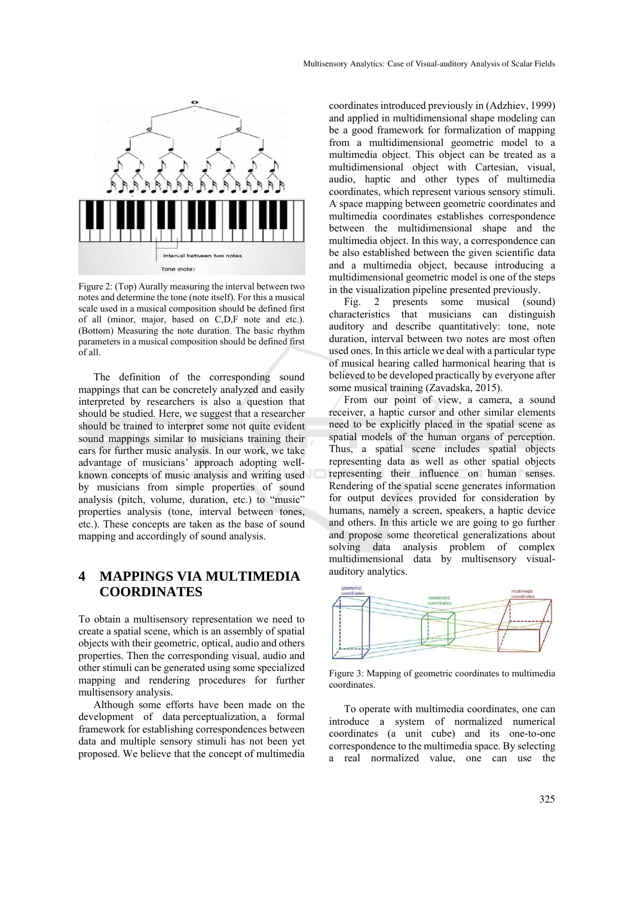Figure 2: (Top) Aurally measuring the interval between two notes and determine the tone (note itself). For this a musical scale used in a musical composition should be defined first of all (minor, major, based on C,D,F note and etc.). (Bottom) Measuring the note duration. The basic rhythm parameters in a musical composition should be defined first of all.

The definition of the corresponding sound mappings that can be concretely analyzed and easily interpreted by researchers is also a question that should be studied. Here, we suggest that a researcher should be trained to interpret some not quite evident sound mappings similar to musicians training their ears for further music analysis. In our work, we take advantage of musicians' approach adopting well-known concepts of music analysis and writing used by musicians from simple properties of sound analysis (pitch, volume, duration, etc.) to "music" properties analysis (tone, interval between tones, etc.). These concepts are taken as the base of sound mapping and accordingly of sound analysis.

## 4 MAPPINGS VIA MULTIMEDIA COORDINATES

To obtain a multisensory representation we need to create a spatial scene, which is an assembly of spatial objects with their geometric, optical, audio and others properties. Then the corresponding visual, audio and other stimuli can be generated using some specialized mapping and rendering procedures for further multisensory analysis.

Although some efforts have been made on the development of data perceptualization, a formal framework for establishing correspondences between data and multiple sensory stimuli has not been yet proposed. We believe that the concept of multimedia coordinates introduced previously in (Adzhiev, 1999) and applied in multidimensional shape modeling can be a good framework for formalization of mapping from a multidimensional geometric model to a multimedia object. This object can be treated as a multidimensional object with Cartesian, visual, audio, haptic and other types of multimedia coordinates, which represent various sensory stimuli. A space mapping between geometric coordinates and multimedia coordinates establishes correspondence between the multidimensional shape and the multimedia object. In this way, a correspondence can be also established between the given scientific data and a multimedia object, because introducing a multidimensional geometric model is one of the steps in the visualization pipeline presented previously.

Fig. 2 presents some musical (sound) characteristics that musicians can distinguish auditory and describe quantitatively: tone, note duration, interval between two notes are most often used ones. In this article we deal with a particular type of musical hearing called harmonical hearing that is believed to be developed practically by everyone after some musical training (Zavadska, 2015).

From our point of view, a camera, a sound receiver, a haptic cursor and other similar elements need to be explicitly placed in the spatial scene as spatial models of the human organs of perception. Thus, a spatial scene includes spatial objects representing data as well as other spatial objects representing their influence on human senses. Rendering of the spatial scene generates information for output devices provided for consideration by humans, namely a screen, speakers, a haptic device and others. In this article we are going to go further and propose some theoretical generalizations about solving data analysis problem of complex multidimensional data by multisensory visual-auditory analytics.

Figure 3: Mapping of geometric coordinates to multimedia coordinates.

To operate with multimedia coordinates, one can introduce a system of normalized numerical coordinates (a unit cube) and its one-to-one correspondence to the multimedia space. By selecting a real normalized value, one can use the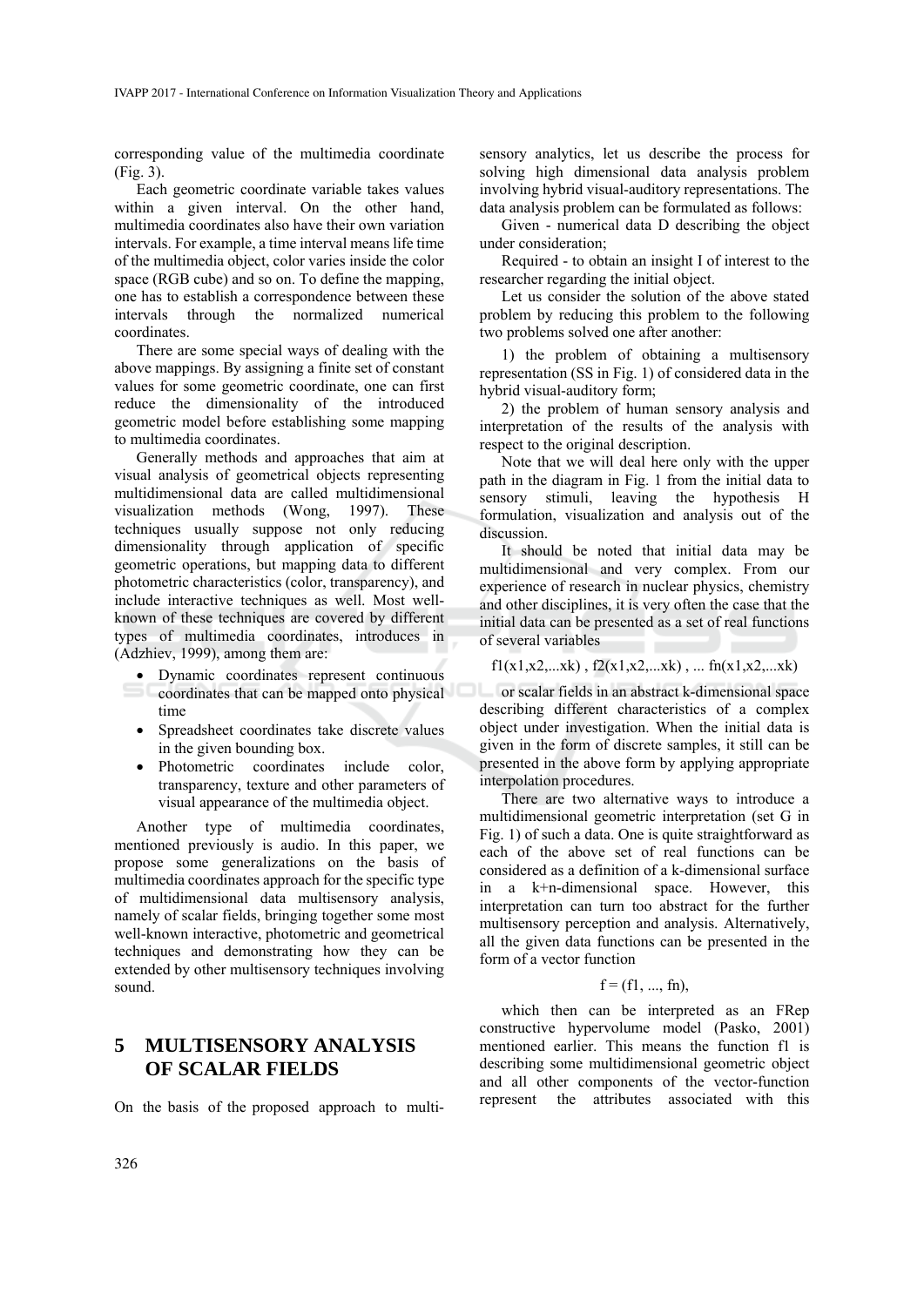corresponding value of the multimedia coordinate (Fig. 3).

Each geometric coordinate variable takes values within a given interval. On the other hand, multimedia coordinates also have their own variation intervals. For example, a time interval means life time of the multimedia object, color varies inside the color space (RGB cube) and so on. To define the mapping, one has to establish a correspondence between these intervals through the normalized numerical coordinates.

There are some special ways of dealing with the above mappings. By assigning a finite set of constant values for some geometric coordinate, one can first reduce the dimensionality of the introduced geometric model before establishing some mapping to multimedia coordinates.

Generally methods and approaches that aim at visual analysis of geometrical objects representing multidimensional data are called multidimensional visualization methods (Wong, 1997). These techniques usually suppose not only reducing dimensionality through application of specific geometric operations, but mapping data to different photometric characteristics (color, transparency), and include interactive techniques as well. Most well-known of these techniques are covered by different types of multimedia coordinates, introduces in (Adzhiev, 1999), among them are:

- Dynamic coordinates represent continuous coordinates that can be mapped onto physical time
- Spreadsheet coordinates take discrete values in the given bounding box.
- Photometric coordinates include color, transparency, texture and other parameters of visual appearance of the multimedia object.

Another type of multimedia coordinates, mentioned previously is audio. In this paper, we propose some generalizations on the basis of multimedia coordinates approach for the specific type of multidimensional data multisensory analysis, namely of scalar fields, bringing together some most well-known interactive, photometric and geometrical techniques and demonstrating how they can be extended by other multisensory techniques involving sound.

## 5 MULTISENSORY ANALYSIS OF SCALAR FIELDS

On the basis of the proposed approach to multi-sensory analytics, let us describe the process for solving high dimensional data analysis problem involving hybrid visual-auditory representations. The data analysis problem can be formulated as follows:

Given - numerical data D describing the object under consideration;

Required - to obtain an insight I of interest to the researcher regarding the initial object.

Let us consider the solution of the above stated problem by reducing this problem to the following two problems solved one after another:

1) the problem of obtaining a multisensory representation (SS in Fig. 1) of considered data in the hybrid visual-auditory form;

2) the problem of human sensory analysis and interpretation of the results of the analysis with respect to the original description.

Note that we will deal here only with the upper path in the diagram in Fig. 1 from the initial data to sensory stimuli, leaving the hypothesis H formulation, visualization and analysis out of the discussion.

It should be noted that initial data may be multidimensional and very complex. From our experience of research in nuclear physics, chemistry and other disciplines, it is very often the case that the initial data can be presented as a set of real functions of several variables

$$f1(x1,x2,...xk)\ ,\ f2(x1,x2,...xk)\ ,\ ...\ fn(x1,x2,...xk)$$

or scalar fields in an abstract k-dimensional space describing different characteristics of a complex object under investigation. When the initial data is given in the form of discrete samples, it still can be presented in the above form by applying appropriate interpolation procedures.

There are two alternative ways to introduce a multidimensional geometric interpretation (set G in Fig. 1) of such a data. One is quite straightforward as each of the above set of real functions can be considered as a definition of a k-dimensional surface in a k+n-dimensional space. However, this interpretation can turn too abstract for the further multisensory perception and analysis. Alternatively, all the given data functions can be presented in the form of a vector function

$$f = (f1, ..., fn),$$

which then can be interpreted as an FRep constructive hypervolume model (Pasko, 2001) mentioned earlier. This means the function f1 is describing some multidimensional geometric object and all other components of the vector-function represent the attributes associated with this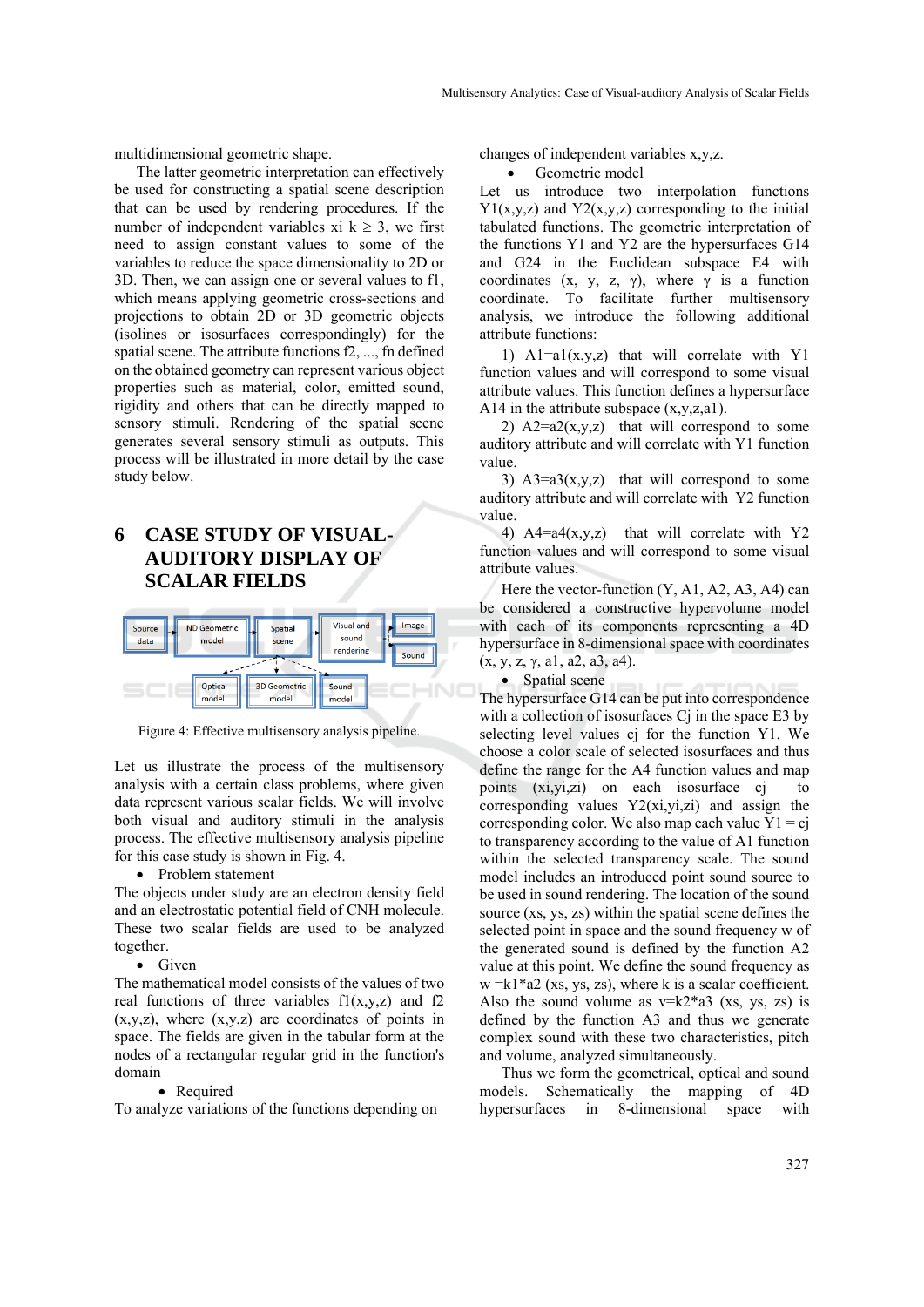multidimensional geometric shape.

The latter geometric interpretation can effectively be used for constructing a spatial scene description that can be used by rendering procedures. If the number of independent variables $x_i$ $k \geq 3$, we first need to assign constant values to some of the variables to reduce the space dimensionality to 2D or 3D. Then, we can assign one or several values to f1, which means applying geometric cross-sections and projections to obtain 2D or 3D geometric objects (isolines or isosurfaces correspondingly) for the spatial scene. The attribute functions f2, ..., fn defined on the obtained geometry can represent various object properties such as material, color, emitted sound, rigidity and others that can be directly mapped to sensory stimuli. Rendering of the spatial scene generates several sensory stimuli as outputs. This process will be illustrated in more detail by the case study below.

# 6 CASE STUDY OF VISUAL-AUDITORY DISPLAY OF SCALAR FIELDS

Figure 4: Effective multisensory analysis pipeline.

Let us illustrate the process of the multisensory analysis with a certain class problems, where given data represent various scalar fields. We will involve both visual and auditory stimuli in the analysis process. The effective multisensory analysis pipeline for this case study is shown in Fig. 4.

- Problem statement

The objects under study are an electron density field and an electrostatic potential field of CNH molecule. These two scalar fields are used to be analyzed together.

- Given

The mathematical model consists of the values of two real functions of three variables f1(x,y,z) and f2 (x,y,z), where (x,y,z) are coordinates of points in space. The fields are given in the tabular form at the nodes of a rectangular regular grid in the function's domain

- Required

To analyze variations of the functions depending on changes of independent variables x,y,z.

- Geometric model

Let us introduce two interpolation functions Y1(x,y,z) and Y2(x,y,z) corresponding to the initial tabulated functions. The geometric interpretation of the functions Y1 and Y2 are the hypersurfaces G14 and G24 in the Euclidean subspace E4 with coordinates (x, y, z, γ), where γ is a function coordinate. To facilitate further multisensory analysis, we introduce the following additional attribute functions:

1) A1=a1(x,y,z) that will correlate with Y1 function values and will correspond to some visual attribute values. This function defines a hypersurface A14 in the attribute subspace (x,y,z,a1).

2) A2=a2(x,y,z) that will correspond to some auditory attribute and will correlate with Y1 function value.

3) A3=a3(x,y,z) that will correspond to some auditory attribute and will correlate with Y2 function value.

4) A4=a4(x,y,z) that will correlate with Y2 function values and will correspond to some visual attribute values.

Here the vector-function (Y, A1, A2, A3, A4) can be considered a constructive hypervolume model with each of its components representing a 4D hypersurface in 8-dimensional space with coordinates (x, y, z, γ, a1, a2, a3, a4).

- Spatial scene

The hypersurface G14 can be put into correspondence with a collection of isosurfaces Cj in the space E3 by selecting level values cj for the function Y1. We choose a color scale of selected isosurfaces and thus define the range for the A4 function values and map points (xi,yi,zi) on each isosurface cj to corresponding values Y2(xi,yi,zi) and assign the corresponding color. We also map each value Y1 = cj to transparency according to the value of A1 function within the selected transparency scale. The sound model includes an introduced point sound source to be used in sound rendering. The location of the sound source (xs, ys, zs) within the spatial scene defines the selected point in space and the sound frequency w of the generated sound is defined by the function A2 value at this point. We define the sound frequency as w =k1*a2 (xs, ys, zs), where k is a scalar coefficient. Also the sound volume as v=k2*a3 (xs, ys, zs) is defined by the function A3 and thus we generate complex sound with these two characteristics, pitch and volume, analyzed simultaneously.

Thus we form the geometrical, optical and sound models. Schematically the mapping of 4D hypersurfaces in 8-dimensional space with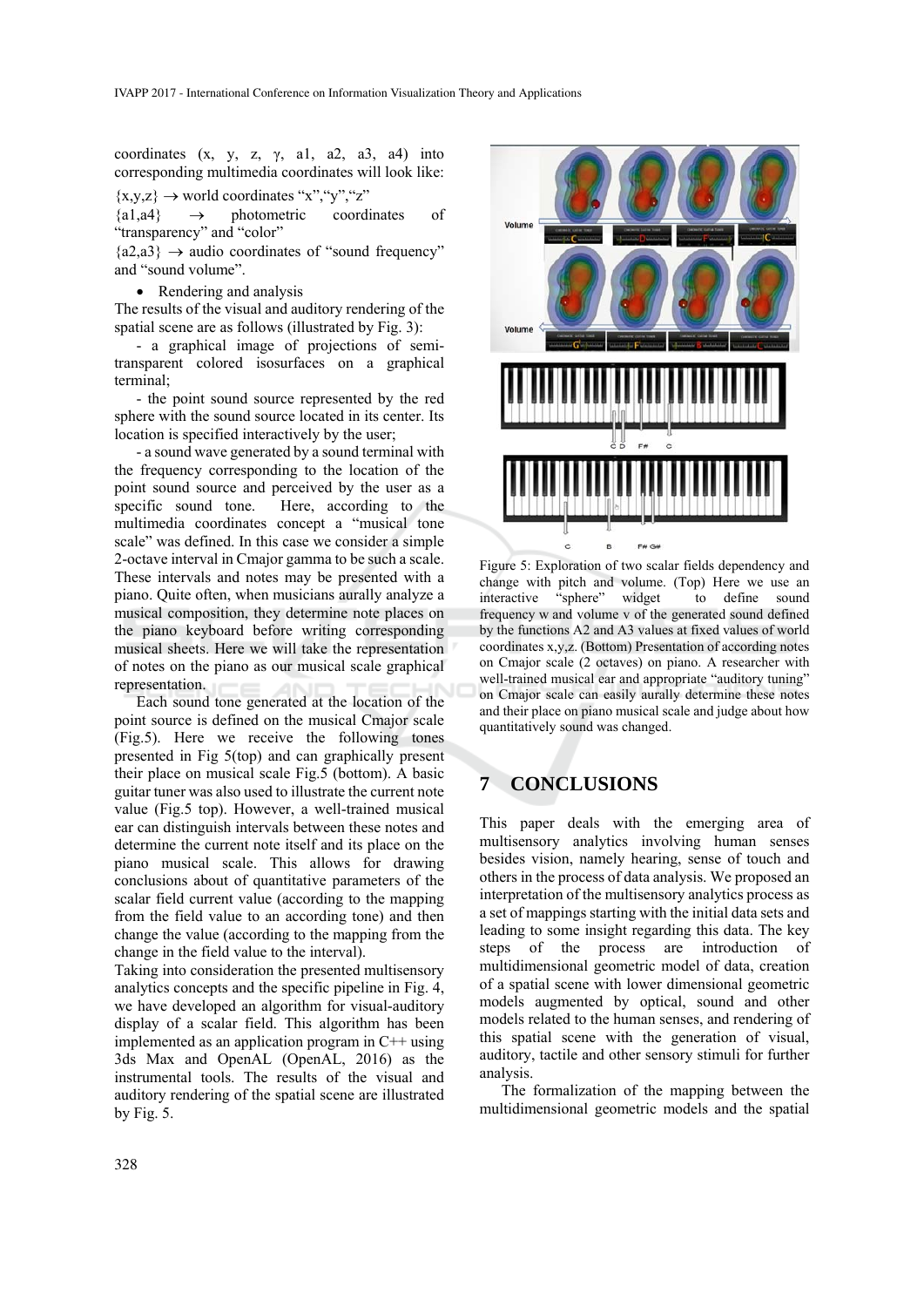coordinates (x, y, z, γ, a1, a2, a3, a4) into corresponding multimedia coordinates will look like:

{x,y,z} → world coordinates "x","y","z"

{a1,a4} → photometric coordinates of "transparency" and "color"

{a2,a3} → audio coordinates of "sound frequency" and "sound volume".

- Rendering and analysis

The results of the visual and auditory rendering of the spatial scene are as follows (illustrated by Fig. 3):

- a graphical image of projections of semi-transparent colored isosurfaces on a graphical terminal;

- the point sound source represented by the red sphere with the sound source located in its center. Its location is specified interactively by the user;

- a sound wave generated by a sound terminal with the frequency corresponding to the location of the point sound source and perceived by the user as a specific sound tone. Here, according to the multimedia coordinates concept a "musical tone scale" was defined. In this case we consider a simple 2-octave interval in Cmajor gamma to be such a scale. These intervals and notes may be presented with a piano. Quite often, when musicians aurally analyze a musical composition, they determine note places on the piano keyboard before writing corresponding musical sheets. Here we will take the representation of notes on the piano as our musical scale graphical representation.

Each sound tone generated at the location of the point source is defined on the musical Cmajor scale (Fig.5). Here we receive the following tones presented in Fig 5(top) and can graphically present their place on musical scale Fig.5 (bottom). A basic guitar tuner was also used to illustrate the current note value (Fig.5 top). However, a well-trained musical ear can distinguish intervals between these notes and determine the current note itself and its place on the piano musical scale. This allows for drawing conclusions about of quantitative parameters of the scalar field current value (according to the mapping from the field value to an according tone) and then change the value (according to the mapping from the change in the field value to the interval).

Taking into consideration the presented multisensory analytics concepts and the specific pipeline in Fig. 4, we have developed an algorithm for visual-auditory display of a scalar field. This algorithm has been implemented as an application program in C++ using 3ds Max and OpenAL (OpenAL, 2016) as the instrumental tools. The results of the visual and auditory rendering of the spatial scene are illustrated by Fig. 5.

Figure 5: Exploration of two scalar fields dependency and change with pitch and volume. (Top) Here we use an interactive "sphere" widget to define sound frequency w and volume v of the generated sound defined by the functions A2 and A3 values at fixed values of world coordinates x,y,z. (Bottom) Presentation of according notes on Cmajor scale (2 octaves) on piano. A researcher with well-trained musical ear and appropriate "auditory tuning" on Cmajor scale can easily aurally determine these notes and their place on piano musical scale and judge about how quantitatively sound was changed.

## 7 CONCLUSIONS

This paper deals with the emerging area of multisensory analytics involving human senses besides vision, namely hearing, sense of touch and others in the process of data analysis. We proposed an interpretation of the multisensory analytics process as a set of mappings starting with the initial data sets and leading to some insight regarding this data. The key steps of the process are introduction of multidimensional geometric model of data, creation of a spatial scene with lower dimensional geometric models augmented by optical, sound and other models related to the human senses, and rendering of this spatial scene with the generation of visual, auditory, tactile and other sensory stimuli for further analysis.

The formalization of the mapping between the multidimensional geometric models and the spatial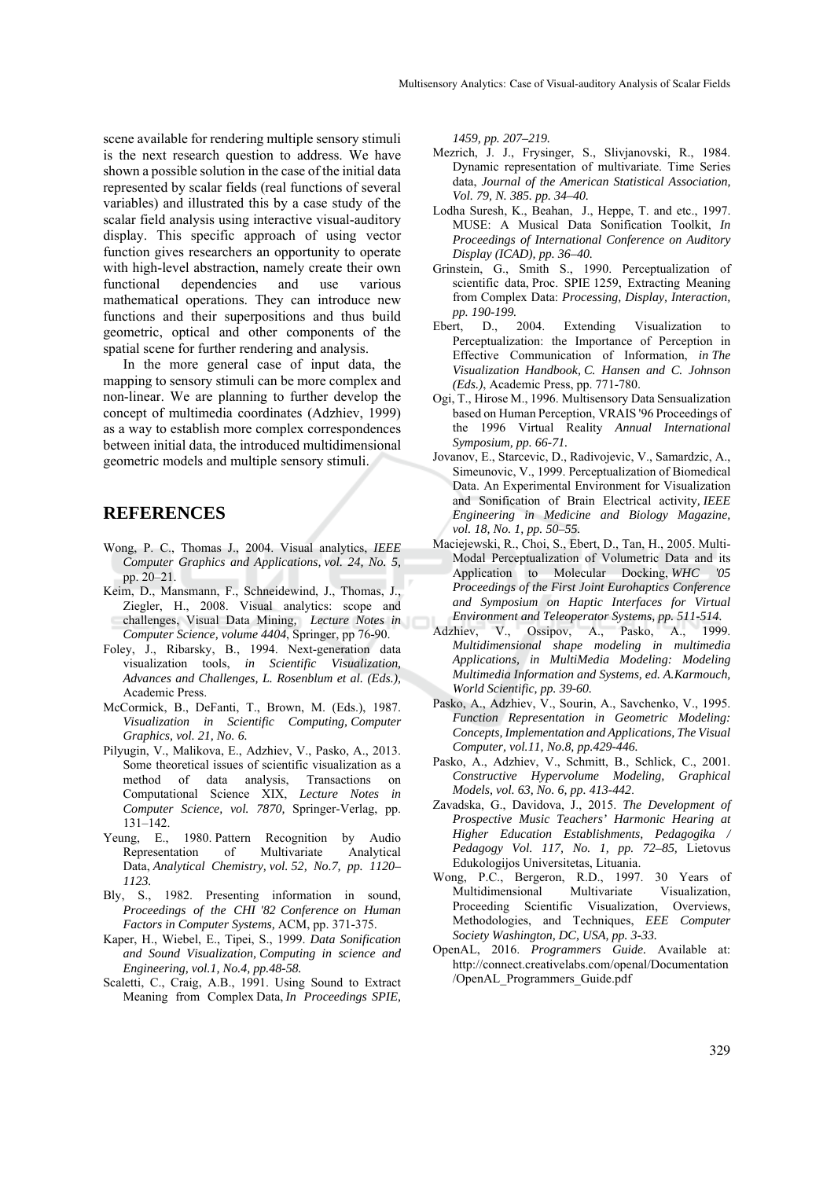scene available for rendering multiple sensory stimuli is the next research question to address. We have shown a possible solution in the case of the initial data represented by scalar fields (real functions of several variables) and illustrated this by a case study of the scalar field analysis using interactive visual-auditory display. This specific approach of using vector function gives researchers an opportunity to operate with high-level abstraction, namely create their own functional dependencies and use various mathematical operations. They can introduce new functions and their superpositions and thus build geometric, optical and other components of the spatial scene for further rendering and analysis.

In the more general case of input data, the mapping to sensory stimuli can be more complex and non-linear. We are planning to further develop the concept of multimedia coordinates (Adzhiev, 1999) as a way to establish more complex correspondences between initial data, the introduced multidimensional geometric models and multiple sensory stimuli.

## REFERENCES

Wong, P. C., Thomas J., 2004. Visual analytics, *IEEE Computer Graphics and Applications, vol. 24, No. 5,* pp. 20–21.

Keim, D., Mansmann, F., Schneidewind, J., Thomas, J., Ziegler, H., 2008. Visual analytics: scope and challenges, Visual Data Mining*, Lecture Notes in Computer Science, volume 4404*, Springer, pp 76-90.

Foley, J., Ribarsky, B., 1994. Next-generation data visualization tools, *in Scientific Visualization, Advances and Challenges, L. Rosenblum et al. (Eds.)*, Academic Press.

McCormick, B., DeFanti, T., Brown, M. (Eds.), 1987. *Visualization in Scientific Computing, Computer Graphics, vol. 21, No. 6.*

Pilyugin, V., Malikova, E., Adzhiev, V., Pasko, A., 2013. Some theoretical issues of scientific visualization as a method of data analysis, Transactions on Computational Science XIX, *Lecture Notes in Computer Science, vol. 7870,* Springer-Verlag, pp. 131–142.

Yeung, E., 1980. Pattern Recognition by Audio Representation of Multivariate Analytical Data, *Analytical Chemistry, vol. 52, No.7, pp. 1120–1123.*

Bly, S., 1982. Presenting information in sound, *Proceedings of the CHI '82 Conference on Human Factors in Computer Systems,* ACM, pp. 371-375.

Kaper, H., Wiebel, E., Tipei, S., 1999. *Data Sonification and Sound Visualization, Computing in science and Engineering, vol.1, No.4, pp.48-58.*

Scaletti, C., Craig, A.B., 1991. Using Sound to Extract Meaning from Complex Data, *In Proceedings SPIE, 1459, pp. 207–219.*

Mezrich, J. J., Frysinger, S., Slivjanovski, R., 1984. Dynamic representation of multivariate. Time Series data, *Journal of the American Statistical Association, Vol. 79, N. 385. pp. 34–40.*

Lodha Suresh, K., Beahan, J., Heppe, T. and etc., 1997. MUSE: A Musical Data Sonification Toolkit, *In Proceedings of International Conference on Auditory Display (ICAD), pp. 36–40.*

Grinstein, G., Smith S., 1990. Perceptualization of scientific data, Proc. SPIE 1259, Extracting Meaning from Complex Data: *Processing, Display, Interaction, pp. 190-199.*

Ebert, D., 2004. Extending Visualization to Perceptualization: the Importance of Perception in Effective Communication of Information, *in The Visualization Handbook, C. Hansen and C. Johnson (Eds.)*, Academic Press, pp. 771-780.

Ogi, T., Hirose M., 1996. Multisensory Data Sensualization based on Human Perception, VRAIS '96 Proceedings of the 1996 Virtual Reality *Annual International Symposium, pp. 66-71.*

Jovanov, E., Starcevic, D., Radivojevic, V., Samardzic, A., Simeunovic, V., 1999. Perceptualization of Biomedical Data. An Experimental Environment for Visualization and Sonification of Brain Electrical activity*, IEEE Engineering in Medicine and Biology Magazine, vol. 18, No. 1, pp. 50–55.*

Maciejewski, R., Choi, S., Ebert, D., Tan, H., 2005. Multi-Modal Perceptualization of Volumetric Data and its Application to Molecular Docking, *WHC '05 Proceedings of the First Joint Eurohaptics Conference and Symposium on Haptic Interfaces for Virtual Environment and Teleoperator Systems, pp. 511-514.*

Adzhiev, V., Ossipov, A., Pasko, A., 1999. *Multidimensional shape modeling in multimedia Applications, in MultiMedia Modeling: Modeling Multimedia Information and Systems, ed. A.Karmouch, World Scientific, pp. 39-60.*

Pasko, A., Adzhiev, V., Sourin, A., Savchenko, V., 1995. *Function Representation in Geometric Modeling: Concepts, Implementation and Applications, The Visual Computer, vol.11, No.8, pp.429-446.*

Pasko, A., Adzhiev, V., Schmitt, B., Schlick, C., 2001. *Constructive Hypervolume Modeling, Graphical Models, vol. 63, No. 6, pp. 413-442.*

Zavadska, G., Davidova, J., 2015. *The Development of Prospective Music Teachers' Harmonic Hearing at Higher Education Establishments, Pedagogika / Pedagogy Vol. 117, No. 1, pp. 72–85,* Lietovus Edukologijos Universitetas, Lituania.

Wong, P.C., Bergeron, R.D., 1997. 30 Years of Multidimensional Multivariate Visualization, Proceeding Scientific Visualization, Overviews, Methodologies, and Techniques, *EEE Computer Society Washington, DC, USA, pp. 3-33.*

OpenAL, 2016. *Programmers Guide.* Available at: http://connect.creativelabs.com/openal/Documentation/OpenAL_Programmers_Guide.pdf